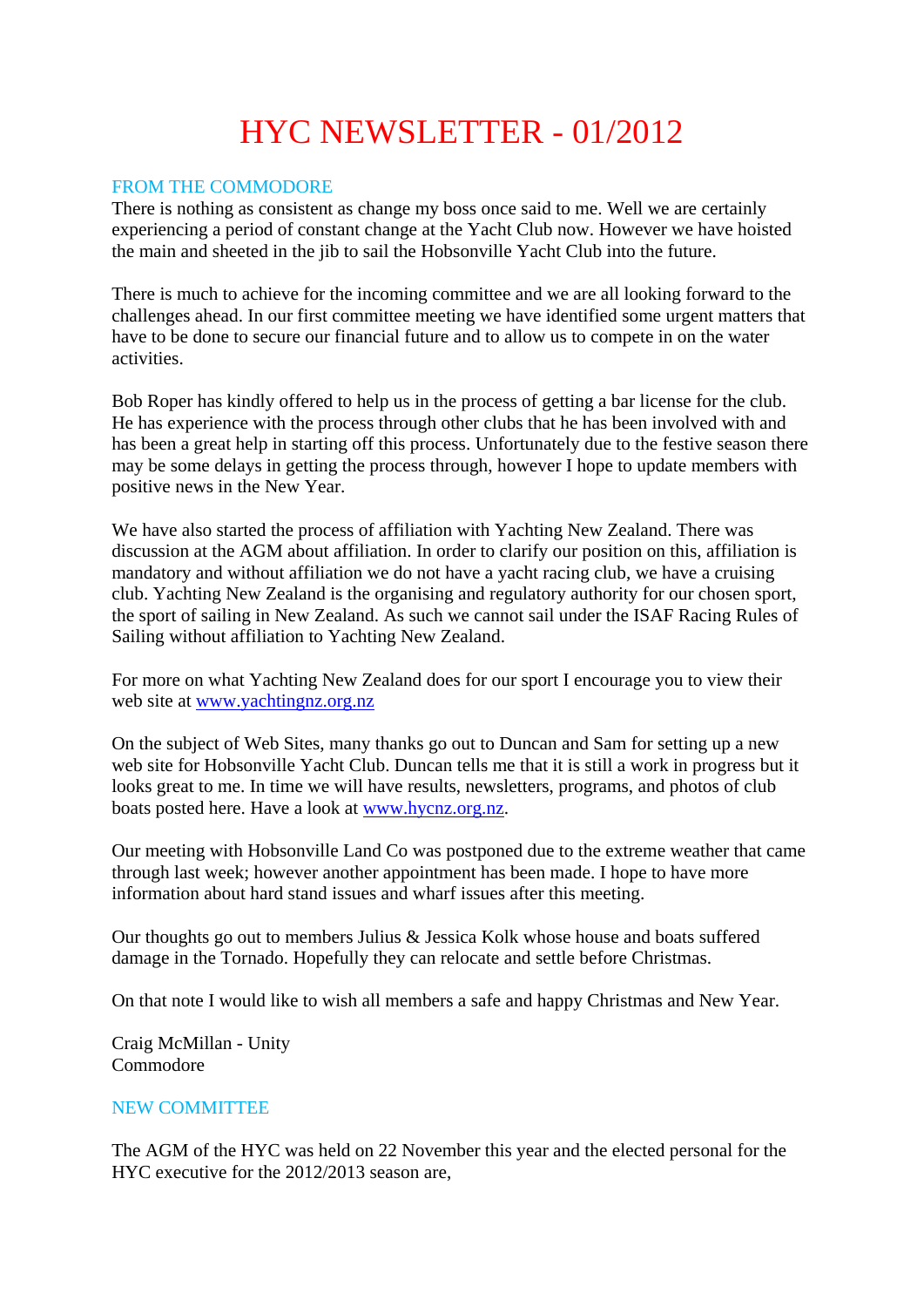# HYC NEWSLETTER - 01/2012

## FROM THE COMMODORE

There is nothing as consistent as change my boss once said to me. Well we are certainly experiencing a period of constant change at the Yacht Club now. However we have hoisted the main and sheeted in the jib to sail the Hobsonville Yacht Club into the future.

There is much to achieve for the incoming committee and we are all looking forward to the challenges ahead. In our first committee meeting we have identified some urgent matters that have to be done to secure our financial future and to allow us to compete in on the water activities.

Bob Roper has kindly offered to help us in the process of getting a bar license for the club. He has experience with the process through other clubs that he has been involved with and has been a great help in starting off this process. Unfortunately due to the festive season there may be some delays in getting the process through, however I hope to update members with positive news in the New Year.

We have also started the process of affiliation with Yachting New Zealand. There was discussion at the AGM about affiliation. In order to clarify our position on this, affiliation is mandatory and without affiliation we do not have a yacht racing club, we have a cruising club. Yachting New Zealand is the organising and regulatory authority for our chosen sport, the sport of sailing in New Zealand. As such we cannot sail under the ISAF Racing Rules of Sailing without affiliation to Yachting New Zealand.

For more on what Yachting New Zealand does for our sport I encourage you to view their web site at [www.yachtingnz.org.nz](http://www.yachtingnz.org.nz)

On the subject of Web Sites, many thanks go out to Duncan and Sam for setting up a new web site for Hobsonville Yacht Club. Duncan tells me that it is still a work in progress but it looks great to me. In time we will have results, newsletters, programs, and photos of club boats posted here. Have a look at [www.hycnz.org.nz](http://www.hycnz.org.nz).

Our meeting with Hobsonville Land Co was postponed due to the extreme weather that came through last week; however another appointment has been made. I hope to have more information about hard stand issues and wharf issues after this meeting.

Our thoughts go out to members Julius & Jessica Kolk whose house and boats suffered damage in the Tornado. Hopefully they can relocate and settle before Christmas.

On that note I would like to wish all members a safe and happy Christmas and New Year.

Craig McMillan - Unity
Commodore

## NEW COMMITTEE

The AGM of the HYC was held on 22 November this year and the elected personal for the HYC executive for the 2012/2013 season are,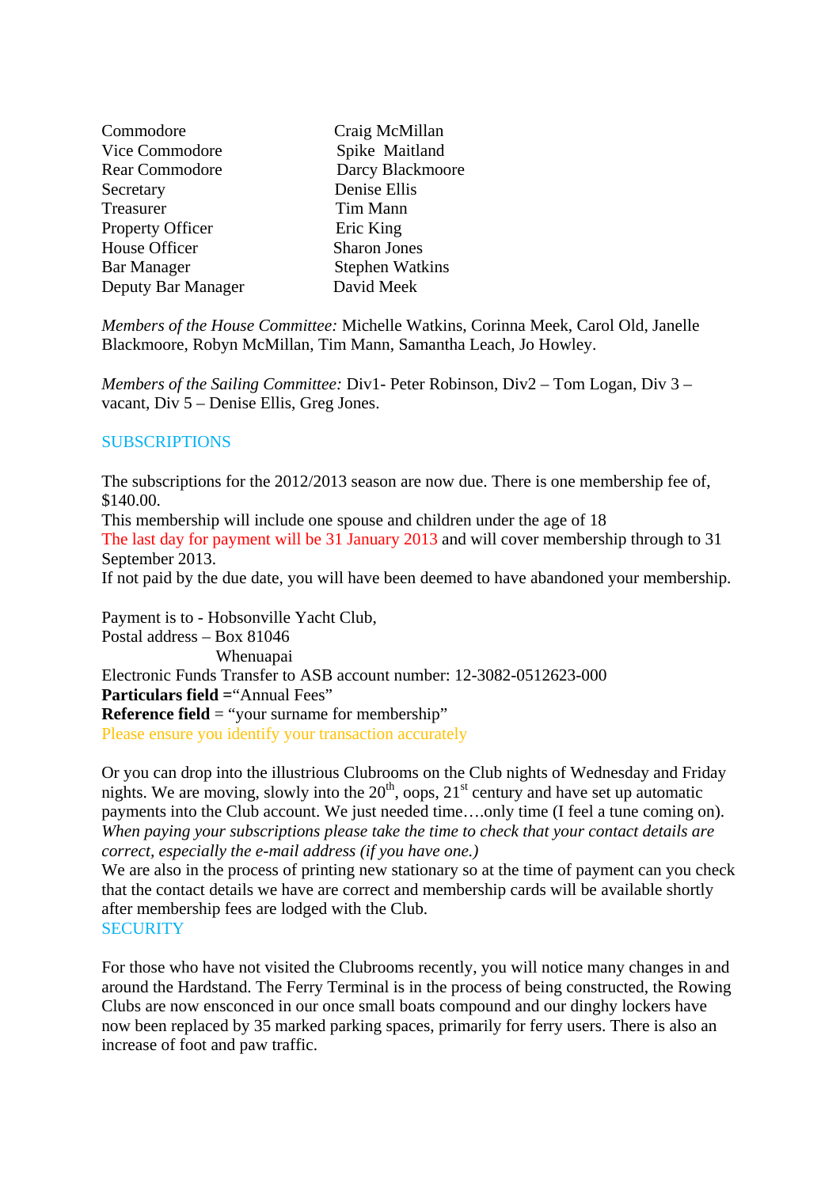| | |
|---|---|
| Commodore | Craig McMillan |
| Vice Commodore | Spike Maitland |
| Rear Commodore | Darcy Blackmoore |
| Secretary | Denise Ellis |
| Treasurer | Tim Mann |
| Property Officer | Eric King |
| House Officer | Sharon Jones |
| Bar Manager | Stephen Watkins |
| Deputy Bar Manager | David Meek |

*Members of the House Committee:* Michelle Watkins, Corinna Meek, Carol Old, Janelle Blackmoore, Robyn McMillan, Tim Mann, Samantha Leach, Jo Howley.

*Members of the Sailing Committee:* Div1- Peter Robinson, Div2 – Tom Logan, Div 3 – vacant, Div 5 – Denise Ellis, Greg Jones.

## SUBSCRIPTIONS

The subscriptions for the 2012/2013 season are now due. There is one membership fee of, $140.00.
This membership will include one spouse and children under the age of 18
The last day for payment will be 31 January 2013 and will cover membership through to 31 September 2013.
If not paid by the due date, you will have been deemed to have abandoned your membership.

Payment is to - Hobsonville Yacht Club,
Postal address – Box 81046
Whenuapai
Electronic Funds Transfer to ASB account number: 12-3082-0512623-000
**Particulars field =**“Annual Fees”
**Reference field** = “your surname for membership”
Please ensure you identify your transaction accurately

Or you can drop into the illustrious Clubrooms on the Club nights of Wednesday and Friday nights. We are moving, slowly into the 20th, oops, 21st century and have set up automatic payments into the Club account. We just needed time….only time (I feel a tune coming on).
*When paying your subscriptions please take the time to check that your contact details are correct, especially the e-mail address (if you have one.)*
We are also in the process of printing new stationary so at the time of payment can you check that the contact details we have are correct and membership cards will be available shortly after membership fees are lodged with the Club.

## SECURITY

For those who have not visited the Clubrooms recently, you will notice many changes in and around the Hardstand. The Ferry Terminal is in the process of being constructed, the Rowing Clubs are now ensconced in our once small boats compound and our dinghy lockers have now been replaced by 35 marked parking spaces, primarily for ferry users. There is also an increase of foot and paw traffic.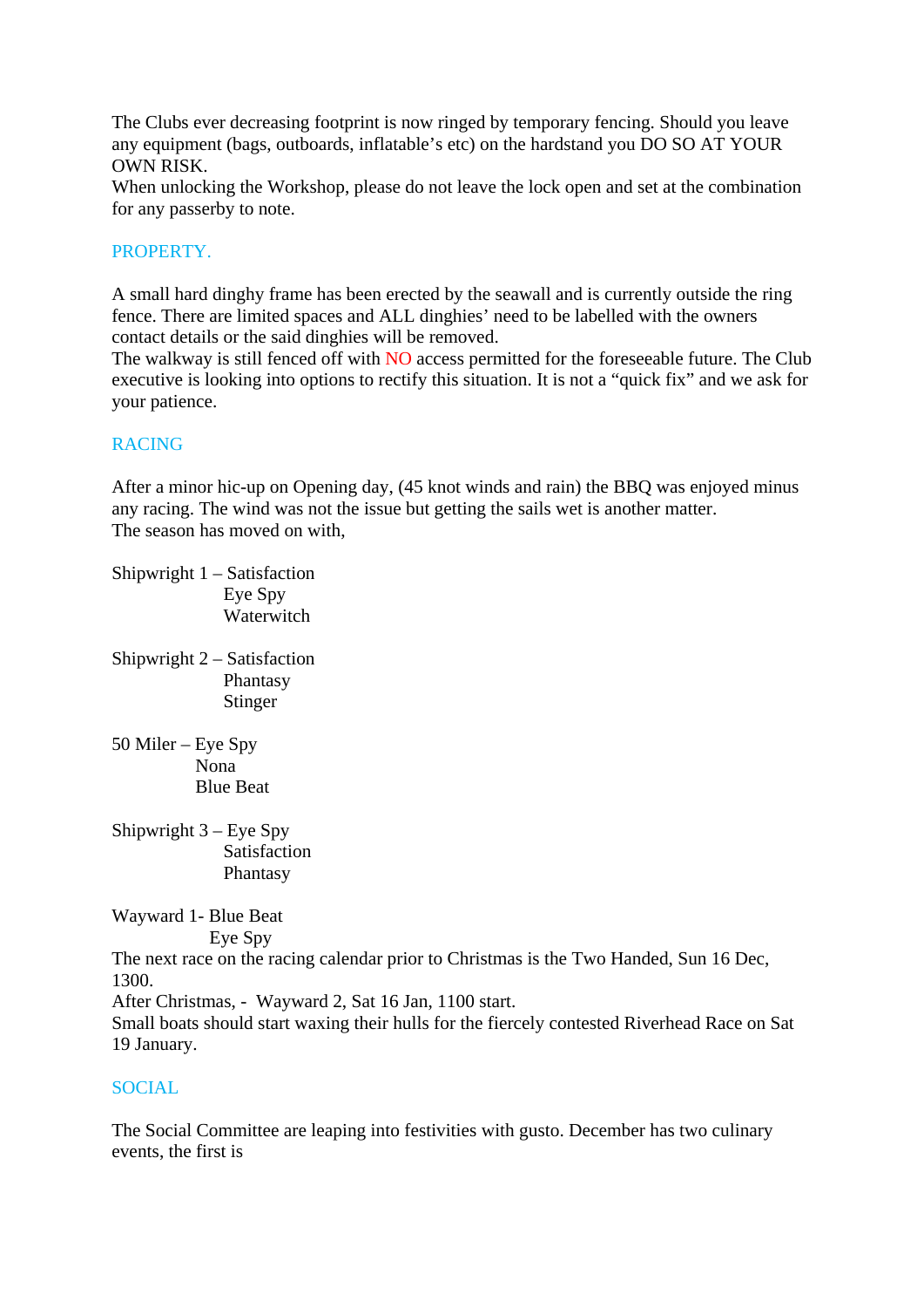The Clubs ever decreasing footprint is now ringed by temporary fencing. Should you leave any equipment (bags, outboards, inflatable's etc) on the hardstand you DO SO AT YOUR OWN RISK.
When unlocking the Workshop, please do not leave the lock open and set at the combination for any passerby to note.

## PROPERTY.

A small hard dinghy frame has been erected by the seawall and is currently outside the ring fence. There are limited spaces and ALL dinghies' need to be labelled with the owners contact details or the said dinghies will be removed.
The walkway is still fenced off with NO access permitted for the foreseeable future. The Club executive is looking into options to rectify this situation. It is not a "quick fix" and we ask for your patience.

## RACING

After a minor hic-up on Opening day, (45 knot winds and rain) the BBQ was enjoyed minus any racing. The wind was not the issue but getting the sails wet is another matter.
The season has moved on with,

Shipwright 1 – Satisfaction
Eye Spy
Waterwitch

Shipwright 2 – Satisfaction
Phantasy
Stinger

50 Miler – Eye Spy
Nona
Blue Beat

Shipwright 3 – Eye Spy
Satisfaction
Phantasy

Wayward 1- Blue Beat
Eye Spy

The next race on the racing calendar prior to Christmas is the Two Handed, Sun 16 Dec, 1300.
After Christmas, - Wayward 2, Sat 16 Jan, 1100 start.
Small boats should start waxing their hulls for the fiercely contested Riverhead Race on Sat 19 January.

## SOCIAL

The Social Committee are leaping into festivities with gusto. December has two culinary events, the first is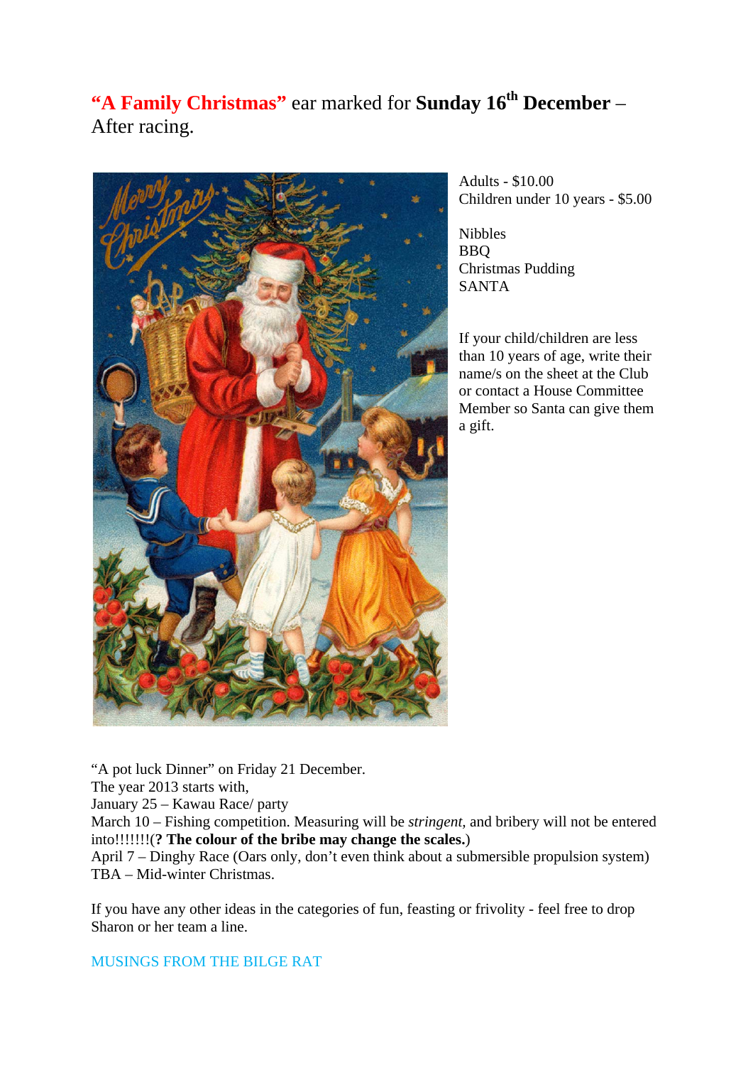**"A Family Christmas"** ear marked for **Sunday 16th December** – After racing.

Adults - $10.00
Children under 10 years - $5.00

Nibbles
BBQ
Christmas Pudding
SANTA

If your child/children are less than 10 years of age, write their name/s on the sheet at the Club or contact a House Committee Member so Santa can give them a gift.

"A pot luck Dinner" on Friday 21 December.
The year 2013 starts with,
January 25 – Kawau Race/ party
March 10 – Fishing competition. Measuring will be *stringent*, and bribery will not be entered into!!!!!!!(**? The colour of the bribe may change the scales.**)
April 7 – Dinghy Race (Oars only, don't even think about a submersible propulsion system)
TBA – Mid-winter Christmas.

If you have any other ideas in the categories of fun, feasting or frivolity - feel free to drop Sharon or her team a line.

MUSINGS FROM THE BILGE RAT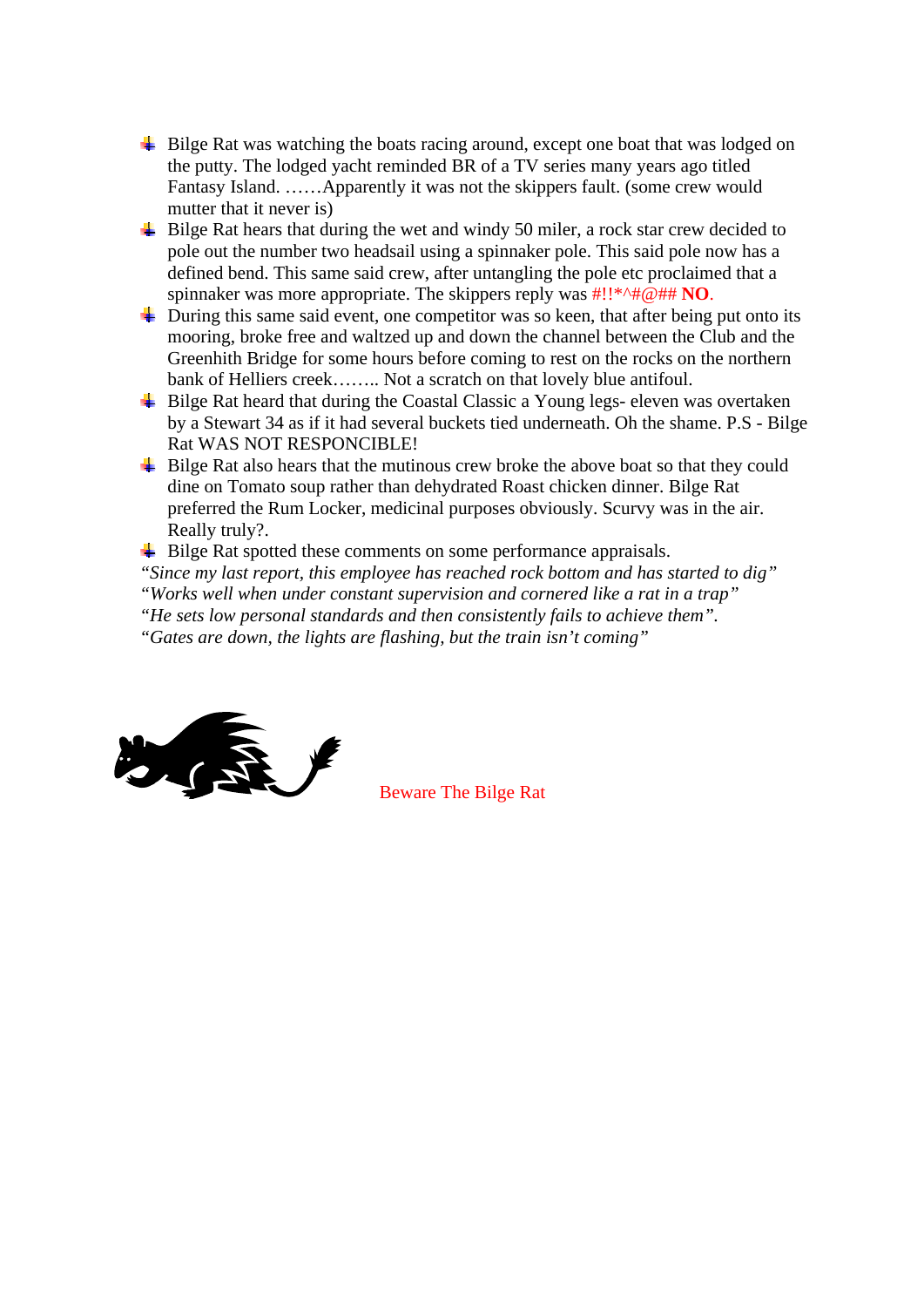- Bilge Rat was watching the boats racing around, except one boat that was lodged on the putty. The lodged yacht reminded BR of a TV series many years ago titled Fantasy Island. ……Apparently it was not the skippers fault. (some crew would mutter that it never is)
- Bilge Rat hears that during the wet and windy 50 miler, a rock star crew decided to pole out the number two headsail using a spinnaker pole. This said pole now has a defined bend. This same said crew, after untangling the pole etc proclaimed that a spinnaker was more appropriate. The skippers reply was #!!*^#@## **NO**.
- During this same said event, one competitor was so keen, that after being put onto its mooring, broke free and waltzed up and down the channel between the Club and the Greenhith Bridge for some hours before coming to rest on the rocks on the northern bank of Helliers creek…….. Not a scratch on that lovely blue antifoul.
- Bilge Rat heard that during the Coastal Classic a Young legs- eleven was overtaken by a Stewart 34 as if it had several buckets tied underneath. Oh the shame. P.S - Bilge Rat WAS NOT RESPONCIBLE!
- Bilge Rat also hears that the mutinous crew broke the above boat so that they could dine on Tomato soup rather than dehydrated Roast chicken dinner. Bilge Rat preferred the Rum Locker, medicinal purposes obviously. Scurvy was in the air. Really truly?.
- Bilge Rat spotted these comments on some performance appraisals.

*"Since my last report, this employee has reached rock bottom and has started to dig"*
*"Works well when under constant supervision and cornered like a rat in a trap"*
*"He sets low personal standards and then consistently fails to achieve them"*.
*"Gates are down, the lights are flashing, but the train isn't coming"*

Beware The Bilge Rat